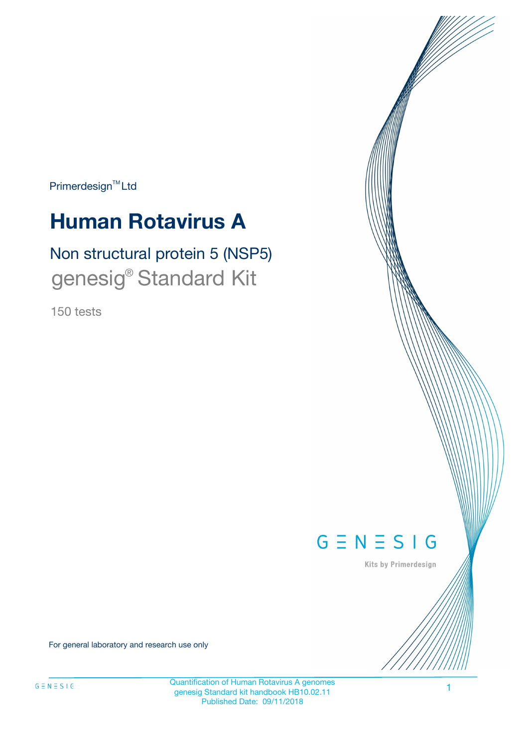Primerdesign™ Ltd

# Human Rotavirus A

## Non structural protein 5 (NSP5)

genesig® Standard Kit

150 tests

GENESIG

Kits by Primerdesign

For general laboratory and research use only

Quantification of Human Rotavirus A genomes
genesig Standard kit handbook HB10.02.11
Published Date: 09/11/2018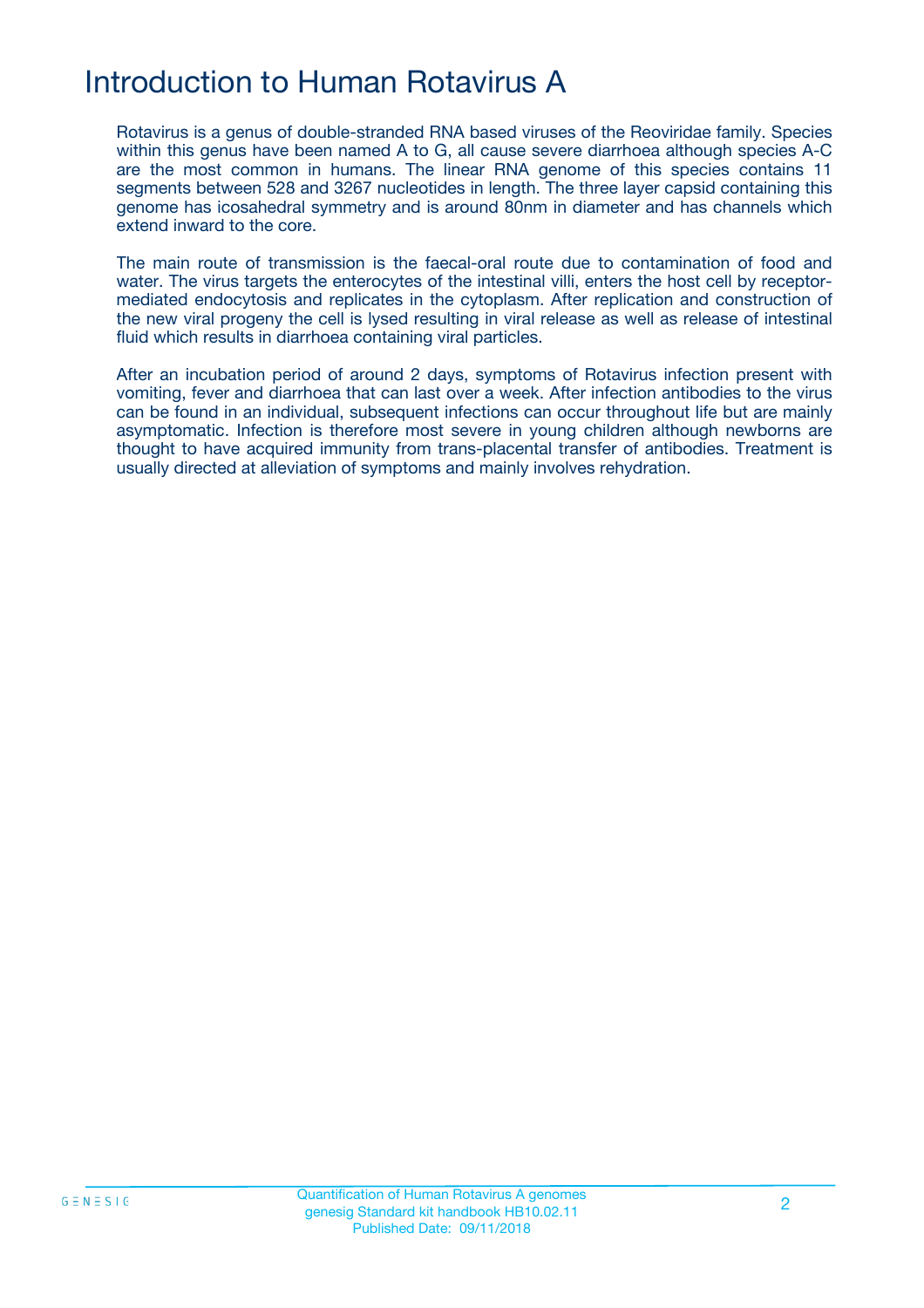# Introduction to Human Rotavirus A

Rotavirus is a genus of double-stranded RNA based viruses of the Reoviridae family. Species within this genus have been named A to G, all cause severe diarrhoea although species A-C are the most common in humans. The linear RNA genome of this species contains 11 segments between 528 and 3267 nucleotides in length. The three layer capsid containing this genome has icosahedral symmetry and is around 80nm in diameter and has channels which extend inward to the core.

The main route of transmission is the faecal-oral route due to contamination of food and water. The virus targets the enterocytes of the intestinal villi, enters the host cell by receptor-mediated endocytosis and replicates in the cytoplasm. After replication and construction of the new viral progeny the cell is lysed resulting in viral release as well as release of intestinal fluid which results in diarrhoea containing viral particles.

After an incubation period of around 2 days, symptoms of Rotavirus infection present with vomiting, fever and diarrhoea that can last over a week. After infection antibodies to the virus can be found in an individual, subsequent infections can occur throughout life but are mainly asymptomatic. Infection is therefore most severe in young children although newborns are thought to have acquired immunity from trans-placental transfer of antibodies. Treatment is usually directed at alleviation of symptoms and mainly involves rehydration.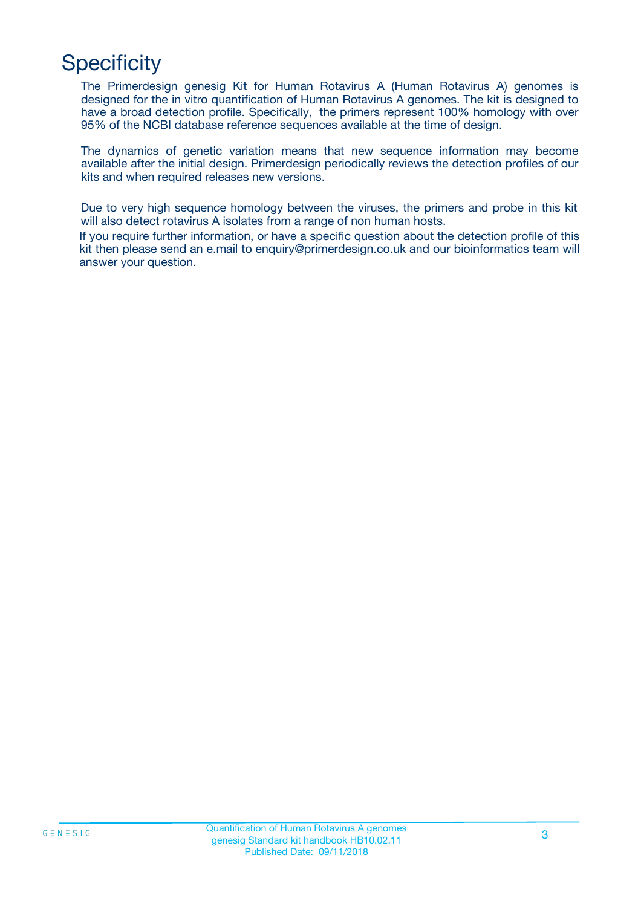# Specificity

The Primerdesign genesig Kit for Human Rotavirus A (Human Rotavirus A) genomes is designed for the in vitro quantification of Human Rotavirus A genomes. The kit is designed to have a broad detection profile. Specifically, the primers represent 100% homology with over 95% of the NCBI database reference sequences available at the time of design.

The dynamics of genetic variation means that new sequence information may become available after the initial design. Primerdesign periodically reviews the detection profiles of our kits and when required releases new versions.

Due to very high sequence homology between the viruses, the primers and probe in this kit will also detect rotavirus A isolates from a range of non human hosts.

If you require further information, or have a specific question about the detection profile of this kit then please send an e.mail to enquiry@primerdesign.co.uk and our bioinformatics team will answer your question.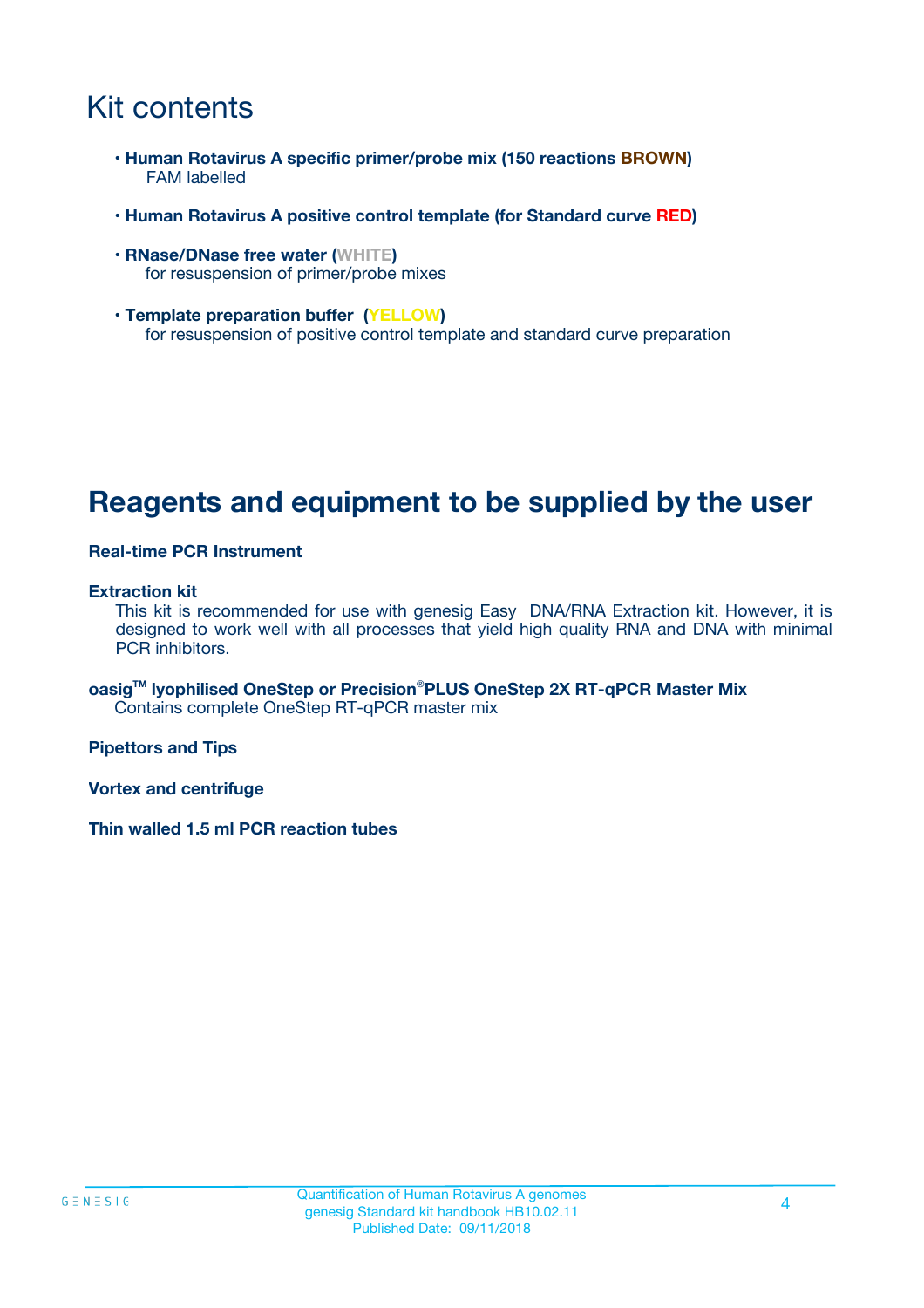# Kit contents

- **Human Rotavirus A specific primer/probe mix (150 reactions BROWN)**
  FAM labelled

- **Human Rotavirus A positive control template (for Standard curve RED)**

- **RNase/DNase free water (WHITE)**
  for resuspension of primer/probe mixes

- **Template preparation buffer (YELLOW)**
  for resuspension of positive control template and standard curve preparation

# Reagents and equipment to be supplied by the user

**Real-time PCR Instrument**

**Extraction kit**
This kit is recommended for use with genesig Easy DNA/RNA Extraction kit. However, it is designed to work well with all processes that yield high quality RNA and DNA with minimal PCR inhibitors.

**oasig™ lyophilised OneStep or Precision®PLUS OneStep 2X RT-qPCR Master Mix**
Contains complete OneStep RT-qPCR master mix

**Pipettors and Tips**

**Vortex and centrifuge**

**Thin walled 1.5 ml PCR reaction tubes**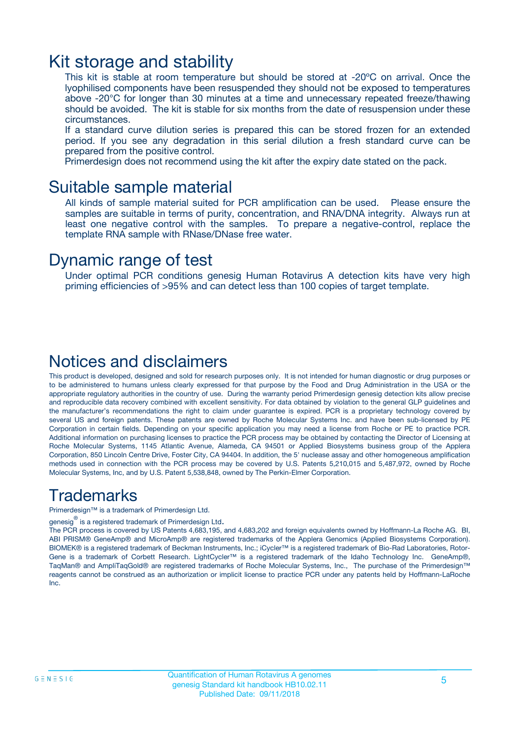# Kit storage and stability

This kit is stable at room temperature but should be stored at -20ºC on arrival. Once the lyophilised components have been resuspended they should not be exposed to temperatures above -20°C for longer than 30 minutes at a time and unnecessary repeated freeze/thawing should be avoided. The kit is stable for six months from the date of resuspension under these circumstances.

If a standard curve dilution series is prepared this can be stored frozen for an extended period. If you see any degradation in this serial dilution a fresh standard curve can be prepared from the positive control.

Primerdesign does not recommend using the kit after the expiry date stated on the pack.

# Suitable sample material

All kinds of sample material suited for PCR amplification can be used. Please ensure the samples are suitable in terms of purity, concentration, and RNA/DNA integrity. Always run at least one negative control with the samples. To prepare a negative-control, replace the template RNA sample with RNase/DNase free water.

# Dynamic range of test

Under optimal PCR conditions genesig Human Rotavirus A detection kits have very high priming efficiencies of >95% and can detect less than 100 copies of target template.

# Notices and disclaimers

This product is developed, designed and sold for research purposes only. It is not intended for human diagnostic or drug purposes or to be administered to humans unless clearly expressed for that purpose by the Food and Drug Administration in the USA or the appropriate regulatory authorities in the country of use. During the warranty period Primerdesign genesig detection kits allow precise and reproducible data recovery combined with excellent sensitivity. For data obtained by violation to the general GLP guidelines and the manufacturer's recommendations the right to claim under guarantee is expired. PCR is a proprietary technology covered by several US and foreign patents. These patents are owned by Roche Molecular Systems Inc. and have been sub-licensed by PE Corporation in certain fields. Depending on your specific application you may need a license from Roche or PE to practice PCR. Additional information on purchasing licenses to practice the PCR process may be obtained by contacting the Director of Licensing at Roche Molecular Systems, 1145 Atlantic Avenue, Alameda, CA 94501 or Applied Biosystems business group of the Applera Corporation, 850 Lincoln Centre Drive, Foster City, CA 94404. In addition, the 5' nuclease assay and other homogeneous amplification methods used in connection with the PCR process may be covered by U.S. Patents 5,210,015 and 5,487,972, owned by Roche Molecular Systems, Inc, and by U.S. Patent 5,538,848, owned by The Perkin-Elmer Corporation.

# Trademarks

Primerdesign™ is a trademark of Primerdesign Ltd.

genesig® is a registered trademark of Primerdesign Ltd.

The PCR process is covered by US Patents 4,683,195, and 4,683,202 and foreign equivalents owned by Hoffmann-La Roche AG. BI, ABI PRISM® GeneAmp® and MicroAmp® are registered trademarks of the Applera Genomics (Applied Biosystems Corporation). BIOMEK® is a registered trademark of Beckman Instruments, Inc.; iCycler™ is a registered trademark of Bio-Rad Laboratories, Rotor-Gene is a trademark of Corbett Research. LightCycler™ is a registered trademark of the Idaho Technology Inc. GeneAmp®, TaqMan® and AmpliTaqGold® are registered trademarks of Roche Molecular Systems, Inc., The purchase of the Primerdesign™ reagents cannot be construed as an authorization or implicit license to practice PCR under any patents held by Hoffmann-LaRoche Inc.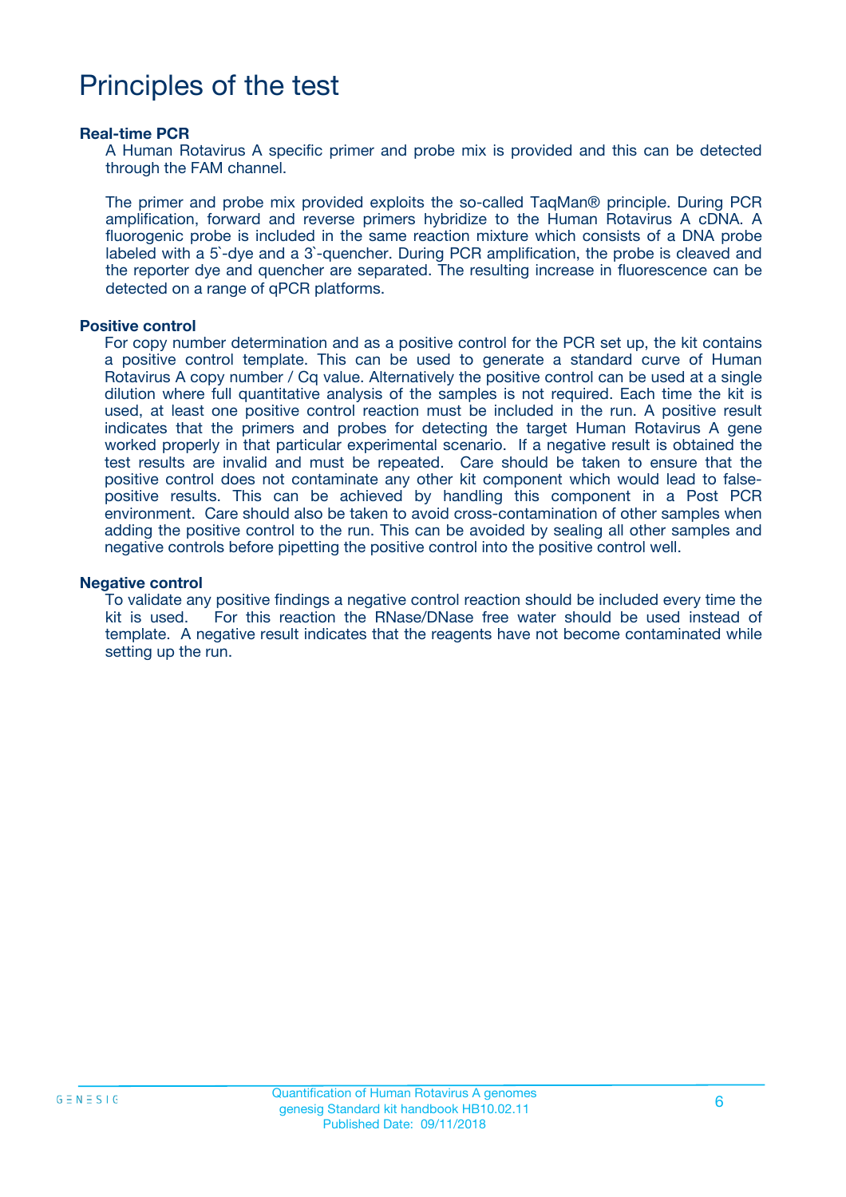# Principles of the test

### Real-time PCR

A Human Rotavirus A specific primer and probe mix is provided and this can be detected through the FAM channel.

The primer and probe mix provided exploits the so-called TaqMan® principle. During PCR amplification, forward and reverse primers hybridize to the Human Rotavirus A cDNA. A fluorogenic probe is included in the same reaction mixture which consists of a DNA probe labeled with a 5`-dye and a 3`-quencher. During PCR amplification, the probe is cleaved and the reporter dye and quencher are separated. The resulting increase in fluorescence can be detected on a range of qPCR platforms.

### Positive control

For copy number determination and as a positive control for the PCR set up, the kit contains a positive control template. This can be used to generate a standard curve of Human Rotavirus A copy number / Cq value. Alternatively the positive control can be used at a single dilution where full quantitative analysis of the samples is not required. Each time the kit is used, at least one positive control reaction must be included in the run. A positive result indicates that the primers and probes for detecting the target Human Rotavirus A gene worked properly in that particular experimental scenario. If a negative result is obtained the test results are invalid and must be repeated. Care should be taken to ensure that the positive control does not contaminate any other kit component which would lead to false-positive results. This can be achieved by handling this component in a Post PCR environment. Care should also be taken to avoid cross-contamination of other samples when adding the positive control to the run. This can be avoided by sealing all other samples and negative controls before pipetting the positive control into the positive control well.

### Negative control

To validate any positive findings a negative control reaction should be included every time the kit is used. For this reaction the RNase/DNase free water should be used instead of template. A negative result indicates that the reagents have not become contaminated while setting up the run.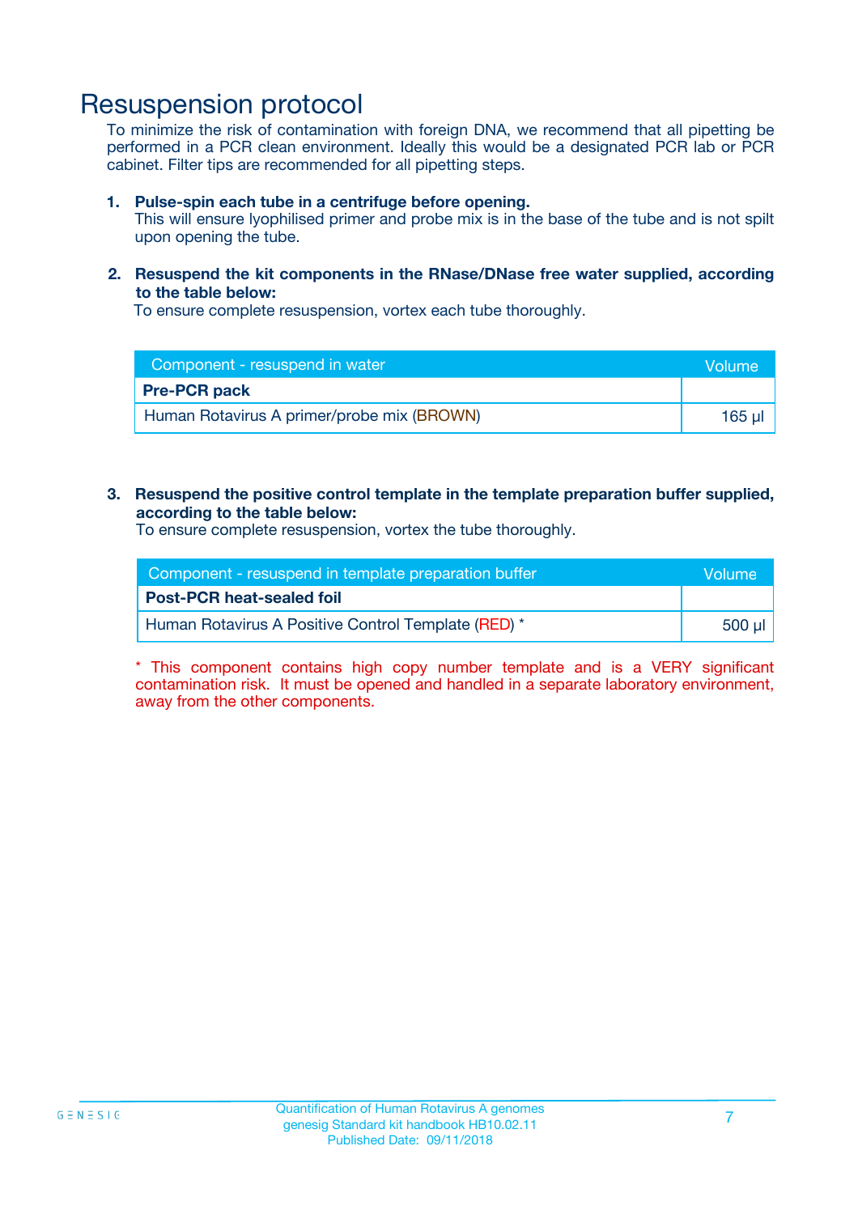# Resuspension protocol

To minimize the risk of contamination with foreign DNA, we recommend that all pipetting be performed in a PCR clean environment. Ideally this would be a designated PCR lab or PCR cabinet. Filter tips are recommended for all pipetting steps.

1. **Pulse-spin each tube in a centrifuge before opening.**
   This will ensure lyophilised primer and probe mix is in the base of the tube and is not spilt upon opening the tube.

2. **Resuspend the kit components in the RNase/DNase free water supplied, according to the table below:**
   To ensure complete resuspension, vortex each tube thoroughly.

| Component - resuspend in water | Volume |
|---|---|
| **Pre-PCR pack** | |
| Human Rotavirus A primer/probe mix (BROWN) | 165 µl |

3. **Resuspend the positive control template in the template preparation buffer supplied, according to the table below:**
   To ensure complete resuspension, vortex the tube thoroughly.

| Component - resuspend in template preparation buffer | Volume |
|---|---|
| **Post-PCR heat-sealed foil** | |
| Human Rotavirus A Positive Control Template (RED) * | 500 µl |

* This component contains high copy number template and is a VERY significant contamination risk. It must be opened and handled in a separate laboratory environment, away from the other components.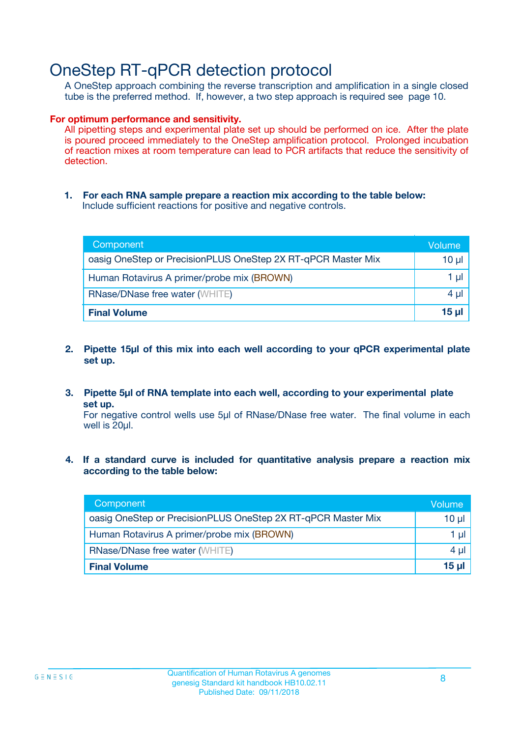# OneStep RT-qPCR detection protocol

A OneStep approach combining the reverse transcription and amplification in a single closed tube is the preferred method. If, however, a two step approach is required see page 10.

**For optimum performance and sensitivity.**

All pipetting steps and experimental plate set up should be performed on ice. After the plate is poured proceed immediately to the OneStep amplification protocol. Prolonged incubation of reaction mixes at room temperature can lead to PCR artifacts that reduce the sensitivity of detection.

1. **For each RNA sample prepare a reaction mix according to the table below:**
   Include sufficient reactions for positive and negative controls.

| Component | Volume |
|---|---|
| oasig OneStep or PrecisionPLUS OneStep 2X RT-qPCR Master Mix | 10 µl |
| Human Rotavirus A primer/probe mix (BROWN) | 1 µl |
| RNase/DNase free water (WHITE) | 4 µl |
| **Final Volume** | **15 µl** |

2. **Pipette 15µl of this mix into each well according to your qPCR experimental plate set up.**

3. **Pipette 5µl of RNA template into each well, according to your experimental plate set up.**
   For negative control wells use 5µl of RNase/DNase free water. The final volume in each well is 20µl.

4. **If a standard curve is included for quantitative analysis prepare a reaction mix according to the table below:**

| Component | Volume |
|---|---|
| oasig OneStep or PrecisionPLUS OneStep 2X RT-qPCR Master Mix | 10 µl |
| Human Rotavirus A primer/probe mix (BROWN) | 1 µl |
| RNase/DNase free water (WHITE) | 4 µl |
| **Final Volume** | **15 µl** |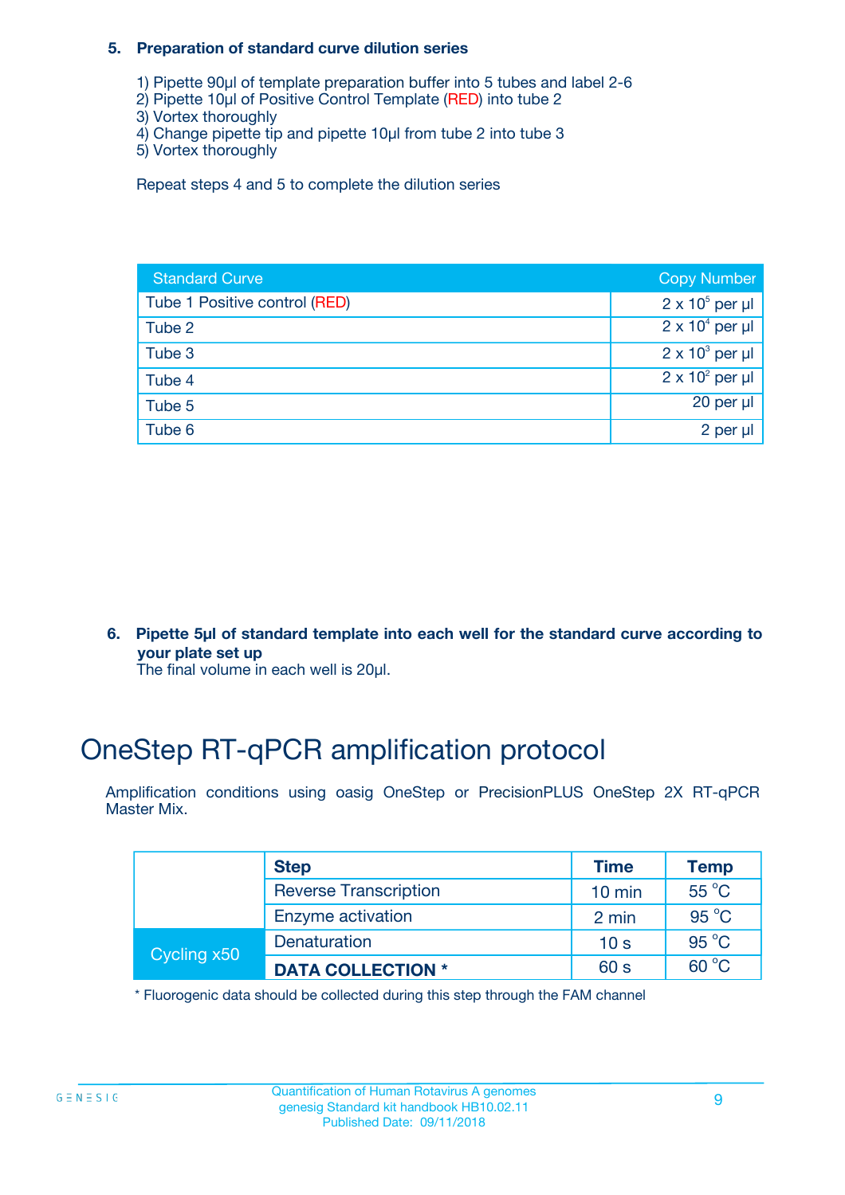**5. Preparation of standard curve dilution series**

1) Pipette 90µl of template preparation buffer into 5 tubes and label 2-6
2) Pipette 10µl of Positive Control Template (RED) into tube 2
3) Vortex thoroughly
4) Change pipette tip and pipette 10µl from tube 2 into tube 3
5) Vortex thoroughly

Repeat steps 4 and 5 to complete the dilution series

| Standard Curve | Copy Number |
|---|---|
| Tube 1 Positive control (RED) | $2 \times 10^5$ per µl |
| Tube 2 | $2 \times 10^4$ per µl |
| Tube 3 | $2 \times 10^3$ per µl |
| Tube 4 | $2 \times 10^2$ per µl |
| Tube 5 | 20 per µl |
| Tube 6 | 2 per µl |

**6. Pipette 5µl of standard template into each well for the standard curve according to your plate set up**

The final volume in each well is 20µl.

# OneStep RT-qPCR amplification protocol

Amplification conditions using oasig OneStep or PrecisionPLUS OneStep 2X RT-qPCR Master Mix.

| | Step | Time | Temp |
|---|---|---|---|
| | Reverse Transcription | 10 min | 55 °C |
| | Enzyme activation | 2 min | 95 °C |
| Cycling x50 | Denaturation | 10 s | 95 °C |
| | **DATA COLLECTION \*** | 60 s | 60 °C |

\* Fluorogenic data should be collected during this step through the FAM channel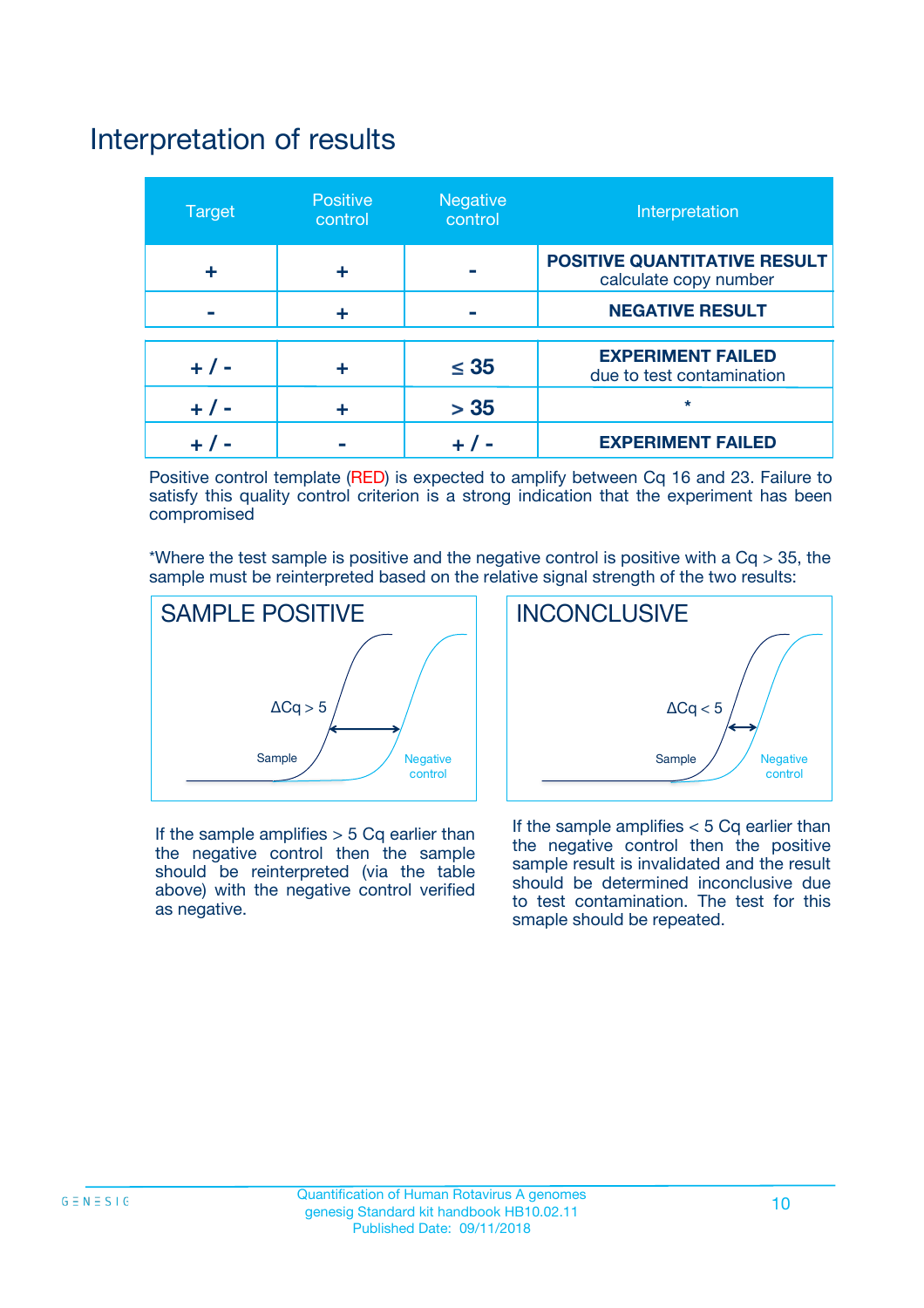# Interpretation of results

| Target | Positive control | Negative control | Interpretation |
|---|---|---|---|
| + | + | - | **POSITIVE QUANTITATIVE RESULT** calculate copy number |
| - | + | - | **NEGATIVE RESULT** |
| + / - | + | ≤ 35 | **EXPERIMENT FAILED** due to test contamination |
| + / - | + | > 35 | * |
| + / - | - | + / - | **EXPERIMENT FAILED** |

Positive control template (RED) is expected to amplify between Cq 16 and 23. Failure to satisfy this quality control criterion is a strong indication that the experiment has been compromised

*Where the test sample is positive and the negative control is positive with a Cq > 35, the sample must be reinterpreted based on the relative signal strength of the two results:

## SAMPLE POSITIVE

ΔCq > 5

Sample

Negative control

If the sample amplifies > 5 Cq earlier than the negative control then the sample should be reinterpreted (via the table above) with the negative control verified as negative.

## INCONCLUSIVE

ΔCq < 5

Sample

Negative control

If the sample amplifies < 5 Cq earlier than the negative control then the positive sample result is invalidated and the result should be determined inconclusive due to test contamination. The test for this smaple should be repeated.